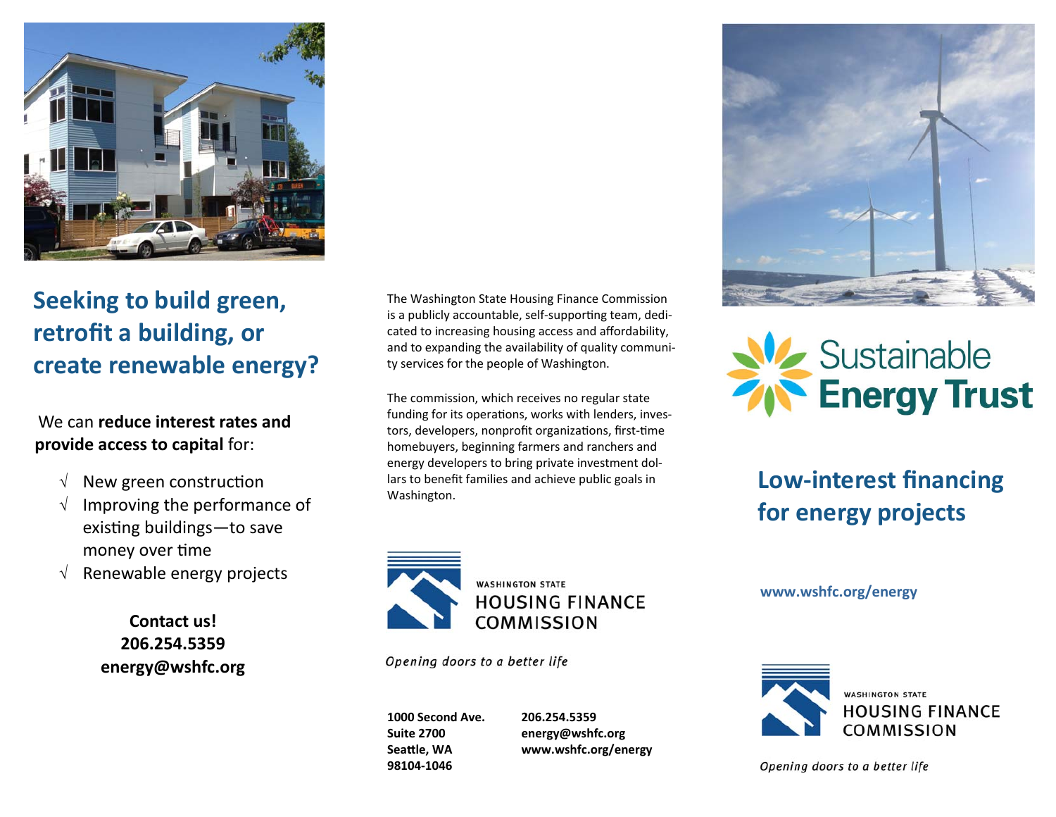## Seeking to build green, retrofit a building, or create renewable energy?

We can **reduce interest rates and provide access to capital** for:

- √ New green construction
- √ Improving the performance of existing buildings—to save money over time
- √ Renewable energy projects

**Contact us!**
**206.254.5359**
**energy@wshfc.org**

The Washington State Housing Finance Commission is a publicly accountable, self-supporting team, dedicated to increasing housing access and affordability, and to expanding the availability of quality community services for the people of Washington.

The commission, which receives no regular state funding for its operations, works with lenders, investors, developers, nonprofit organizations, first-time homebuyers, beginning farmers and ranchers and energy developers to bring private investment dollars to benefit families and achieve public goals in Washington.

WASHINGTON STATE
HOUSING FINANCE
COMMISSION

*Opening doors to a better life*

**1000 Second Ave.**
**Suite 2700**
**Seattle, WA**
**98104-1046**

**206.254.5359**
**energy@wshfc.org**
**www.wshfc.org/energy**

Sustainable
**Energy Trust**

## Low-interest financing for energy projects

**www.wshfc.org/energy**

WASHINGTON STATE
HOUSING FINANCE
COMMISSION

*Opening doors to a better life*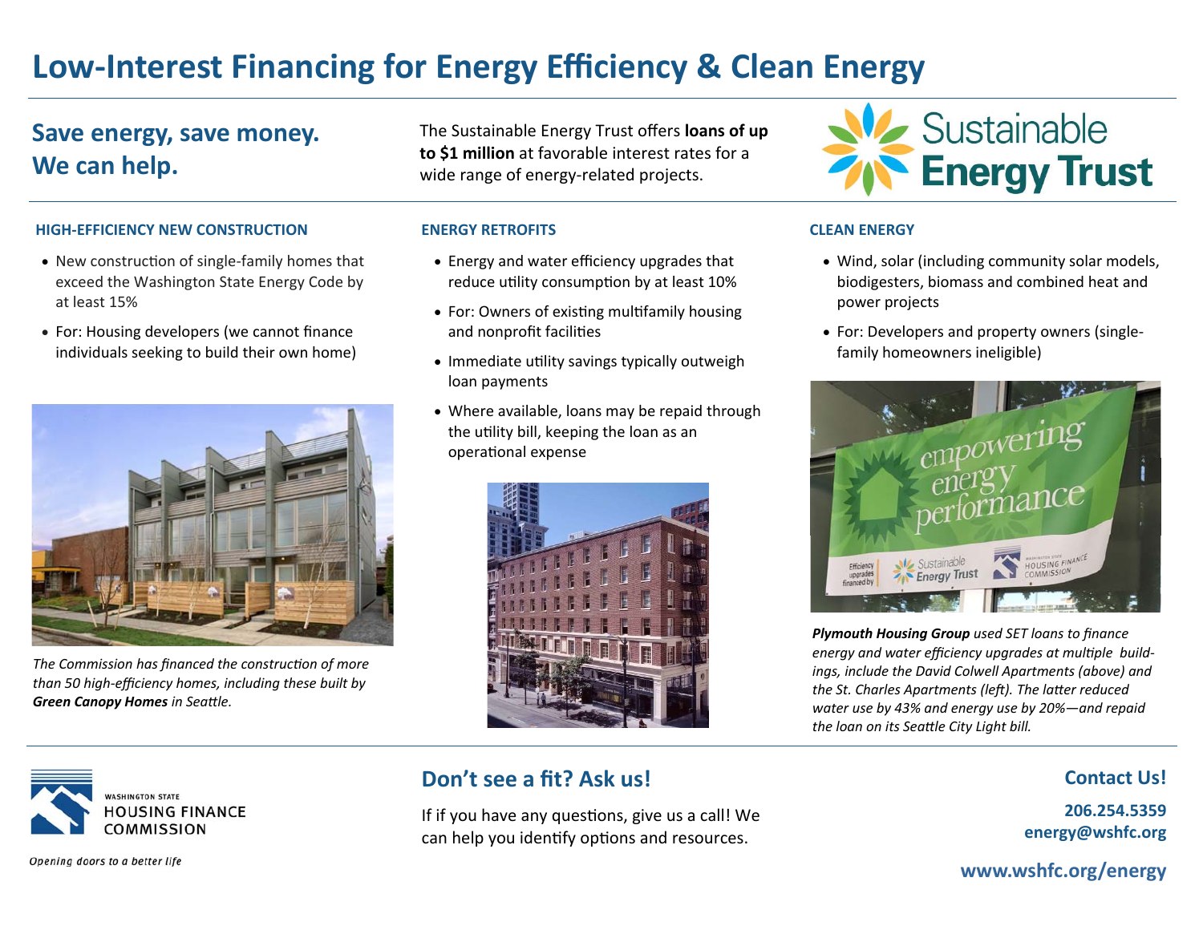# Low-Interest Financing for Energy Efficiency & Clean Energy

## Save energy, save money. We can help.

The Sustainable Energy Trust offers **loans of up to $1 million** at favorable interest rates for a wide range of energy-related projects.

Sustainable Energy Trust

### HIGH-EFFICIENCY NEW CONSTRUCTION

- New construction of single-family homes that exceed the Washington State Energy Code by at least 15%
- For: Housing developers (we cannot finance individuals seeking to build their own home)

*The Commission has financed the construction of more than 50 high-efficiency homes, including these built by* ***Green Canopy Homes*** *in Seattle.*

### ENERGY RETROFITS

- Energy and water efficiency upgrades that reduce utility consumption by at least 10%
- For: Owners of existing multifamily housing and nonprofit facilities
- Immediate utility savings typically outweigh loan payments
- Where available, loans may be repaid through the utility bill, keeping the loan as an operational expense

### CLEAN ENERGY

- Wind, solar (including community solar models, biodigesters, biomass and combined heat and power projects
- For: Developers and property owners (single-family homeowners ineligible)

***Plymouth Housing Group*** *used SET loans to finance energy and water efficiency upgrades at multiple buildings, include the David Colwell Apartments (above) and the St. Charles Apartments (left). The latter reduced water use by 43% and energy use by 20%—and repaid the loan on its Seattle City Light bill.*

Washington State Housing Finance Commission

*Opening doors to a better life*

## Don't see a fit? Ask us!

If if you have any questions, give us a call! We can help you identify options and resources.

## Contact Us!

**206.254.5359**
**energy@wshfc.org**

**www.wshfc.org/energy**